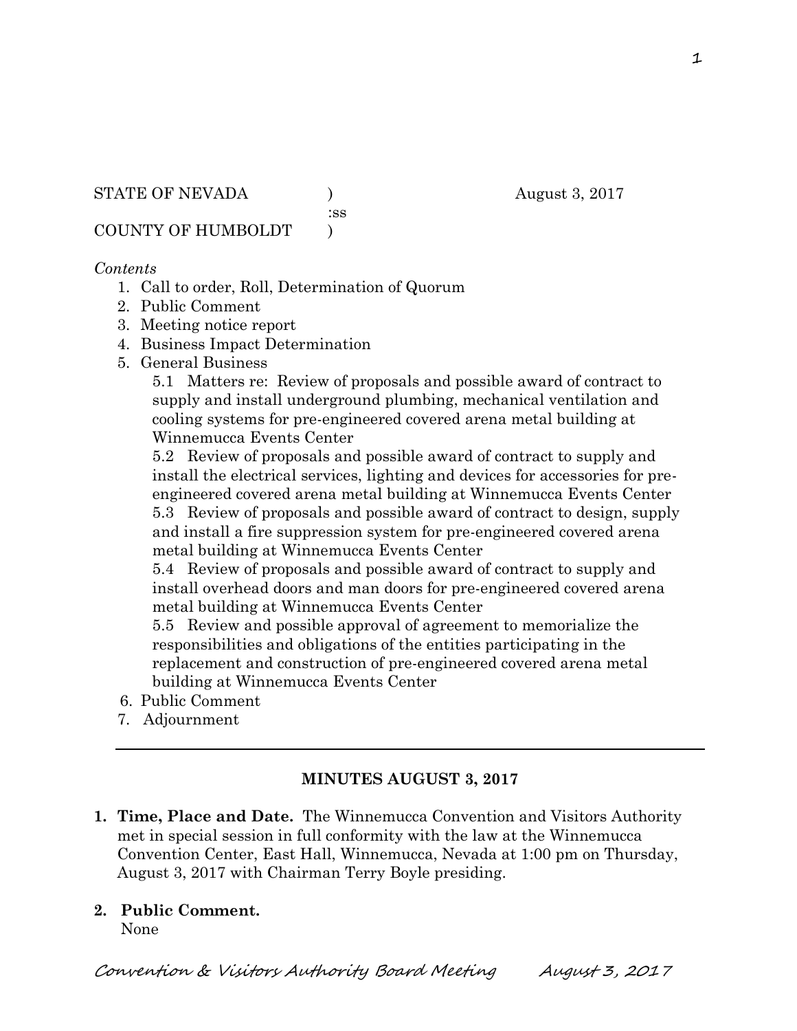STATE OF NEVADA ) August 3, 2017
:ss
COUNTY OF HUMBOLDT )

*Contents*

1. Call to order, Roll, Determination of Quorum
2. Public Comment
3. Meeting notice report
4. Business Impact Determination
5. General Business
   - 5.1 Matters re: Review of proposals and possible award of contract to supply and install underground plumbing, mechanical ventilation and cooling systems for pre-engineered covered arena metal building at Winnemucca Events Center
   - 5.2 Review of proposals and possible award of contract to supply and install the electrical services, lighting and devices for accessories for pre-engineered covered arena metal building at Winnemucca Events Center
   - 5.3 Review of proposals and possible award of contract to design, supply and install a fire suppression system for pre-engineered covered arena metal building at Winnemucca Events Center
   - 5.4 Review of proposals and possible award of contract to supply and install overhead doors and man doors for pre-engineered covered arena metal building at Winnemucca Events Center
   - 5.5 Review and possible approval of agreement to memorialize the responsibilities and obligations of the entities participating in the replacement and construction of pre-engineered covered arena metal building at Winnemucca Events Center
6. Public Comment
7. Adjournment

---

## MINUTES AUGUST 3, 2017

1. **Time, Place and Date.** The Winnemucca Convention and Visitors Authority met in special session in full conformity with the law at the Winnemucca Convention Center, East Hall, Winnemucca, Nevada at 1:00 pm on Thursday, August 3, 2017 with Chairman Terry Boyle presiding.

2. **Public Comment.**
   None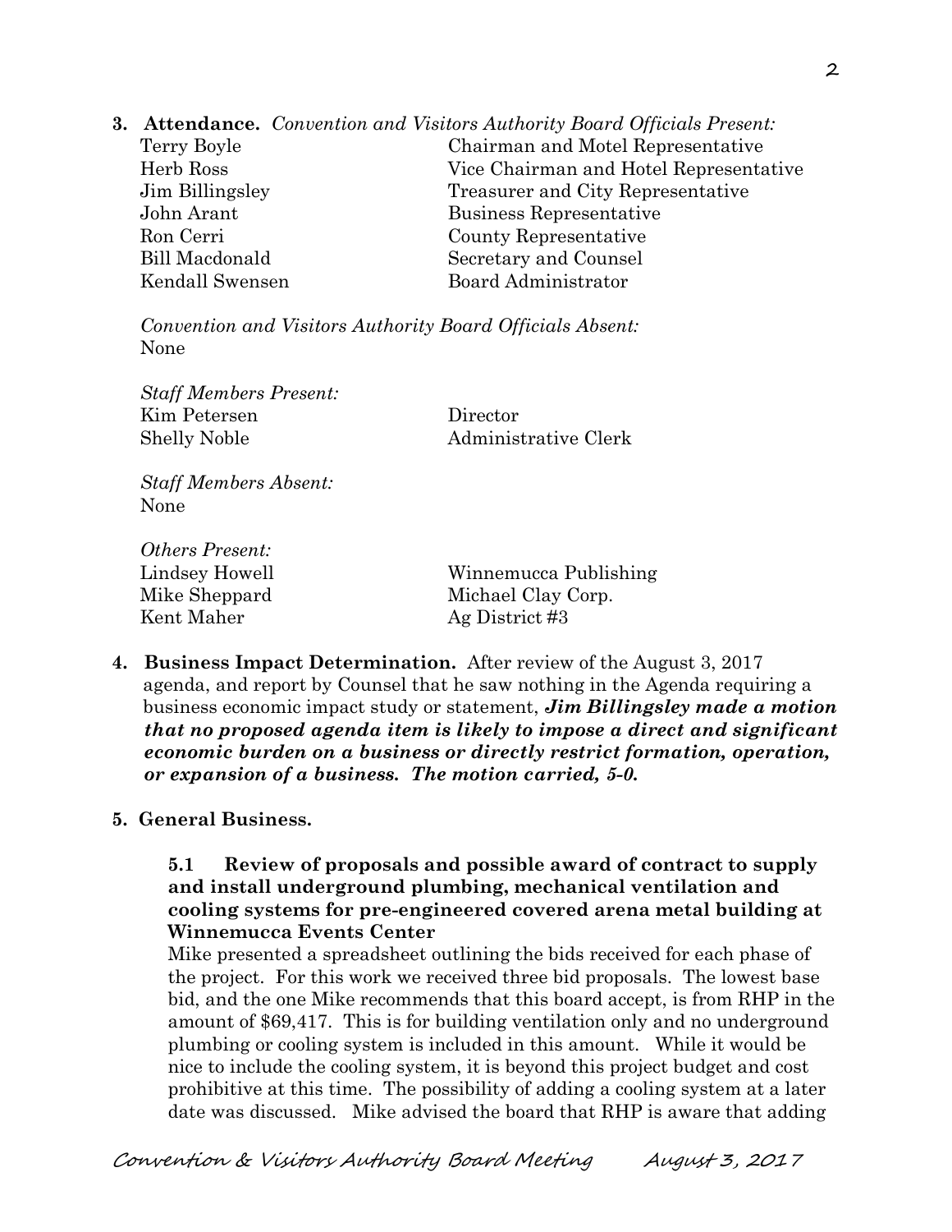**3. Attendance.** *Convention and Visitors Authority Board Officials Present:*

| | |
|---|---|
| Terry Boyle | Chairman and Motel Representative |
| Herb Ross | Vice Chairman and Hotel Representative |
| Jim Billingsley | Treasurer and City Representative |
| John Arant | Business Representative |
| Ron Cerri | County Representative |
| Bill Macdonald | Secretary and Counsel |
| Kendall Swensen | Board Administrator |

*Convention and Visitors Authority Board Officials Absent:*
None

*Staff Members Present:*

| | |
|---|---|
| Kim Petersen | Director |
| Shelly Noble | Administrative Clerk |

*Staff Members Absent:*
None

*Others Present:*

| | |
|---|---|
| Lindsey Howell | Winnemucca Publishing |
| Mike Sheppard | Michael Clay Corp. |
| Kent Maher | Ag District #3 |

**4. Business Impact Determination.** After review of the August 3, 2017 agenda, and report by Counsel that he saw nothing in the Agenda requiring a business economic impact study or statement, ***Jim Billingsley made a motion that no proposed agenda item is likely to impose a direct and significant economic burden on a business or directly restrict formation, operation, or expansion of a business. The motion carried, 5-0.***

**5. General Business.**

**5.1 Review of proposals and possible award of contract to supply and install underground plumbing, mechanical ventilation and cooling systems for pre-engineered covered arena metal building at Winnemucca Events Center**

Mike presented a spreadsheet outlining the bids received for each phase of the project. For this work we received three bid proposals. The lowest base bid, and the one Mike recommends that this board accept, is from RHP in the amount of $69,417. This is for building ventilation only and no underground plumbing or cooling system is included in this amount. While it would be nice to include the cooling system, it is beyond this project budget and cost prohibitive at this time. The possibility of adding a cooling system at a later date was discussed. Mike advised the board that RHP is aware that adding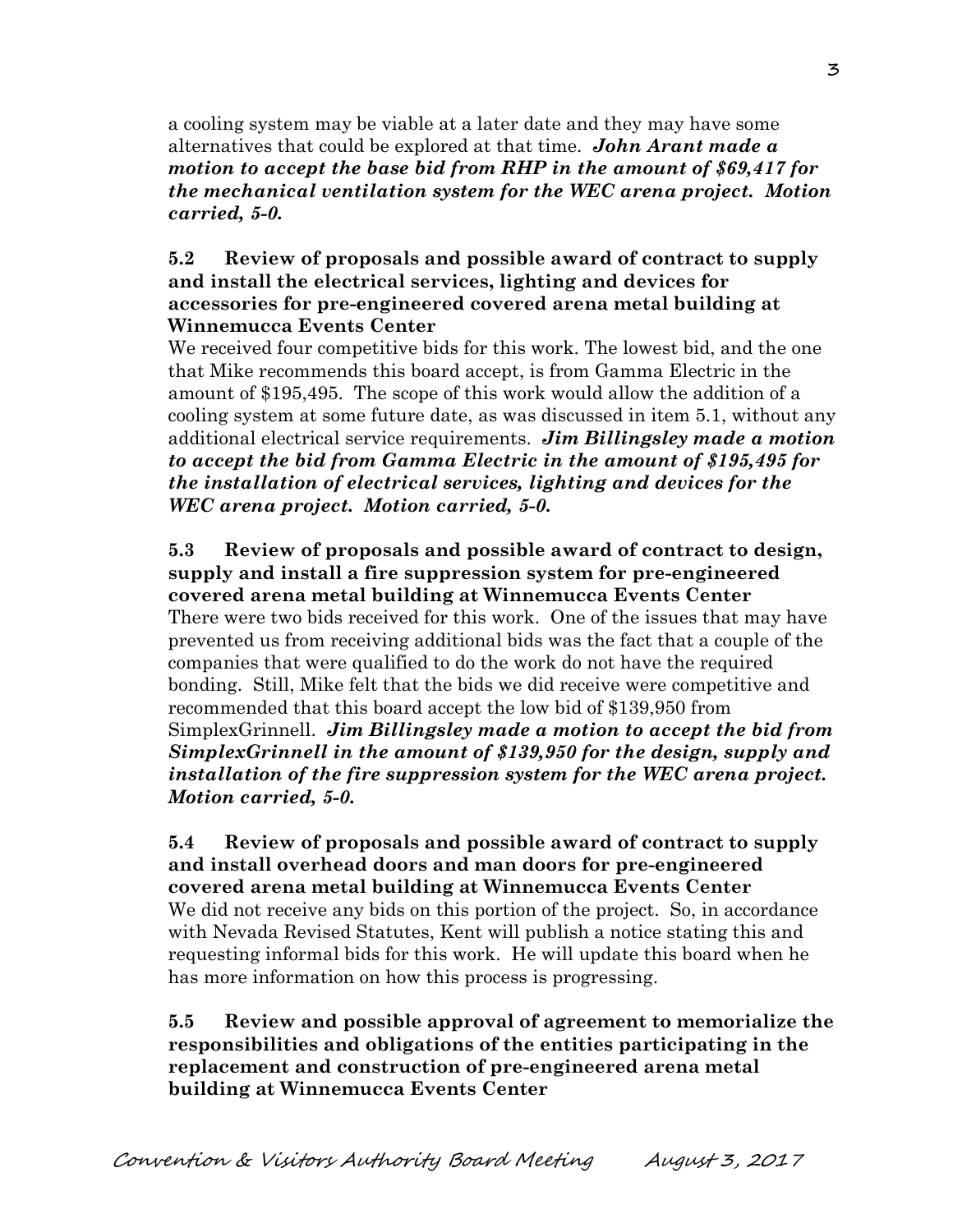a cooling system may be viable at a later date and they may have some alternatives that could be explored at that time. ***John Arant made a motion to accept the base bid from RHP in the amount of $69,417 for the mechanical ventilation system for the WEC arena project. Motion carried, 5-0.***

**5.2 Review of proposals and possible award of contract to supply and install the electrical services, lighting and devices for accessories for pre-engineered covered arena metal building at Winnemucca Events Center**

We received four competitive bids for this work. The lowest bid, and the one that Mike recommends this board accept, is from Gamma Electric in the amount of $195,495. The scope of this work would allow the addition of a cooling system at some future date, as was discussed in item 5.1, without any additional electrical service requirements. ***Jim Billingsley made a motion to accept the bid from Gamma Electric in the amount of $195,495 for the installation of electrical services, lighting and devices for the WEC arena project. Motion carried, 5-0.***

**5.3 Review of proposals and possible award of contract to design, supply and install a fire suppression system for pre-engineered covered arena metal building at Winnemucca Events Center**

There were two bids received for this work. One of the issues that may have prevented us from receiving additional bids was the fact that a couple of the companies that were qualified to do the work do not have the required bonding. Still, Mike felt that the bids we did receive were competitive and recommended that this board accept the low bid of $139,950 from SimplexGrinnell. ***Jim Billingsley made a motion to accept the bid from SimplexGrinnell in the amount of $139,950 for the design, supply and installation of the fire suppression system for the WEC arena project. Motion carried, 5-0.***

**5.4 Review of proposals and possible award of contract to supply and install overhead doors and man doors for pre-engineered covered arena metal building at Winnemucca Events Center**

We did not receive any bids on this portion of the project. So, in accordance with Nevada Revised Statutes, Kent will publish a notice stating this and requesting informal bids for this work. He will update this board when he has more information on how this process is progressing.

**5.5 Review and possible approval of agreement to memorialize the responsibilities and obligations of the entities participating in the replacement and construction of pre-engineered arena metal building at Winnemucca Events Center**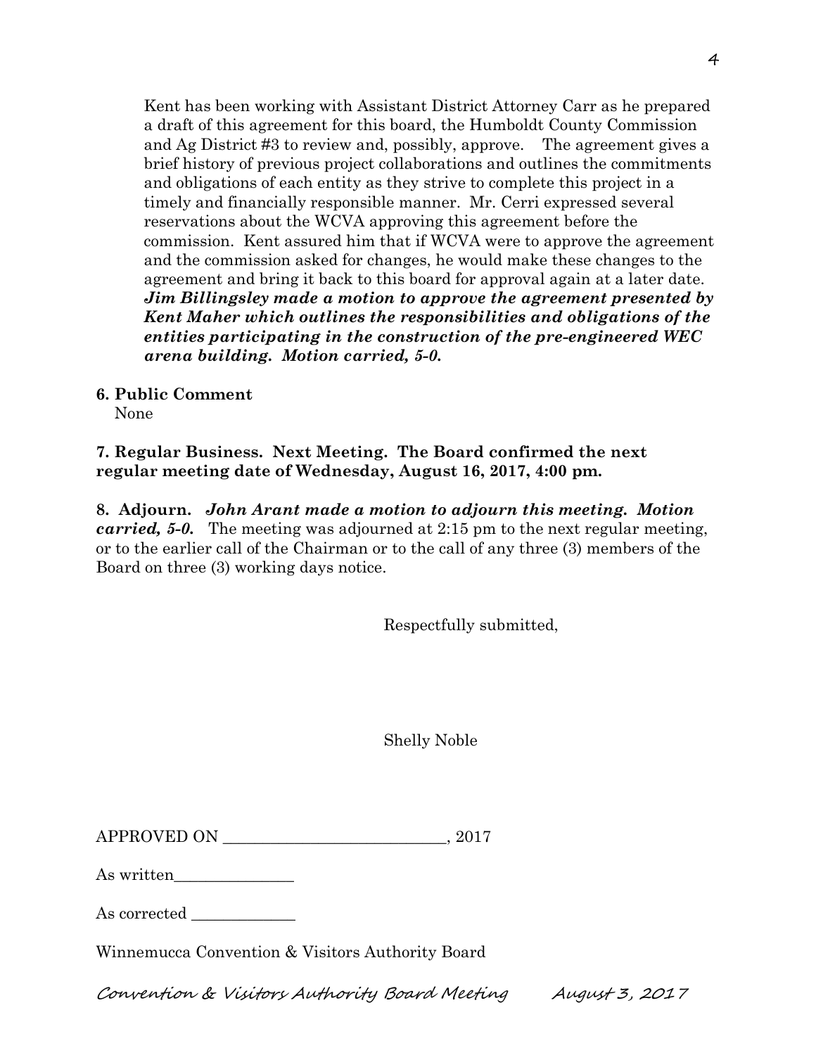Kent has been working with Assistant District Attorney Carr as he prepared a draft of this agreement for this board, the Humboldt County Commission and Ag District #3 to review and, possibly, approve. The agreement gives a brief history of previous project collaborations and outlines the commitments and obligations of each entity as they strive to complete this project in a timely and financially responsible manner. Mr. Cerri expressed several reservations about the WCVA approving this agreement before the commission. Kent assured him that if WCVA were to approve the agreement and the commission asked for changes, he would make these changes to the agreement and bring it back to this board for approval again at a later date. ***Jim Billingsley made a motion to approve the agreement presented by Kent Maher which outlines the responsibilities and obligations of the entities participating in the construction of the pre-engineered WEC arena building. Motion carried, 5-0.***

**6. Public Comment**

None

**7. Regular Business. Next Meeting. The Board confirmed the next regular meeting date of Wednesday, August 16, 2017, 4:00 pm.**

**8. Adjourn.** ***John Arant made a motion to adjourn this meeting. Motion carried, 5-0.*** The meeting was adjourned at 2:15 pm to the next regular meeting, or to the earlier call of the Chairman or to the call of any three (3) members of the Board on three (3) working days notice.

Respectfully submitted,

Shelly Noble

APPROVED ON ___________________________, 2017

As written_______________

As corrected _____________

Winnemucca Convention & Visitors Authority Board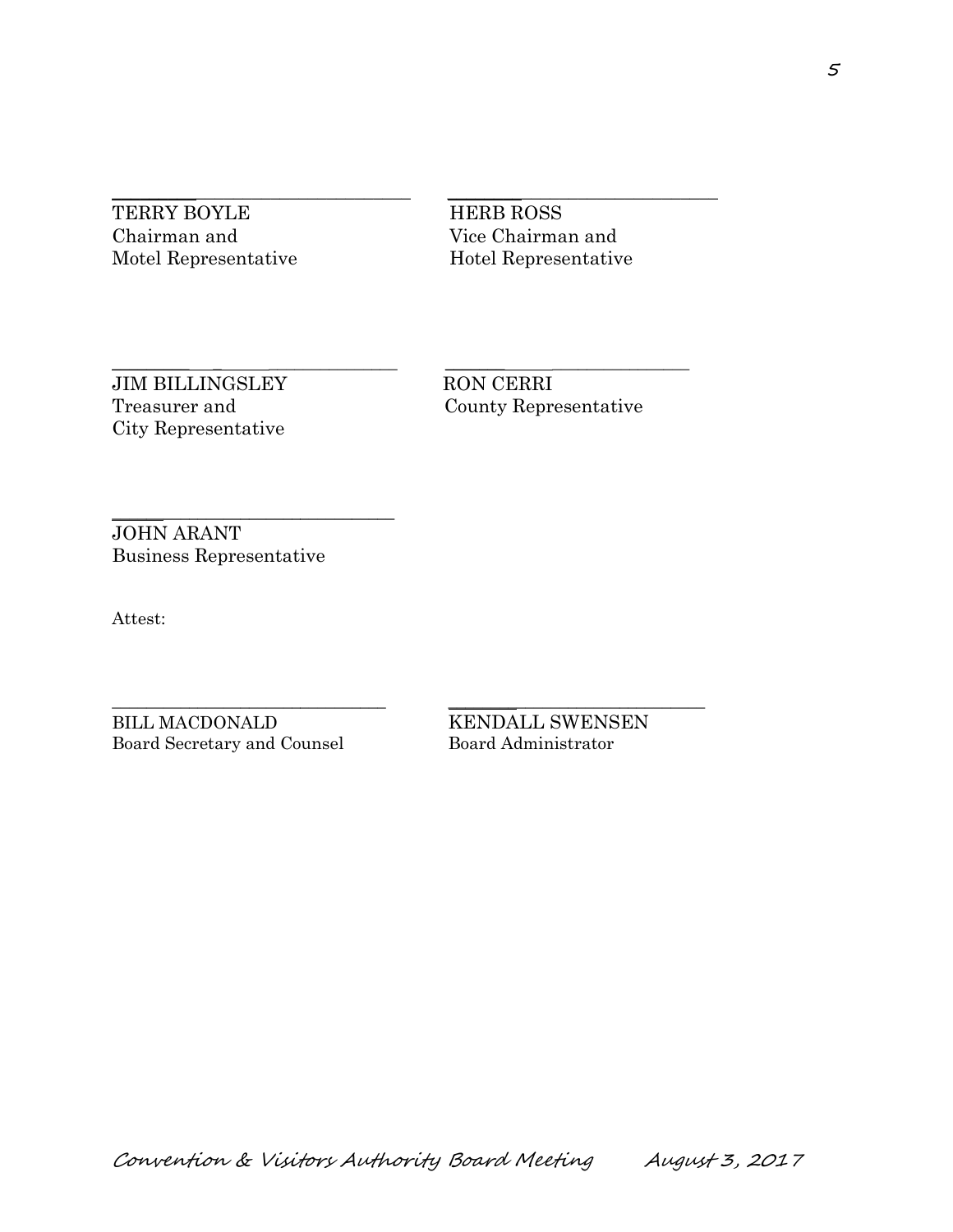______________________________
TERRY BOYLE
Chairman and
Motel Representative

______________________________
HERB ROSS
Vice Chairman and
Hotel Representative

______________________________
JIM BILLINGSLEY
Treasurer and
City Representative

______________________________
RON CERRI
County Representative

______________________________
JOHN ARANT
Business Representative

Attest:

______________________________
BILL MACDONALD
Board Secretary and Counsel

______________________________
KENDALL SWENSEN
Board Administrator